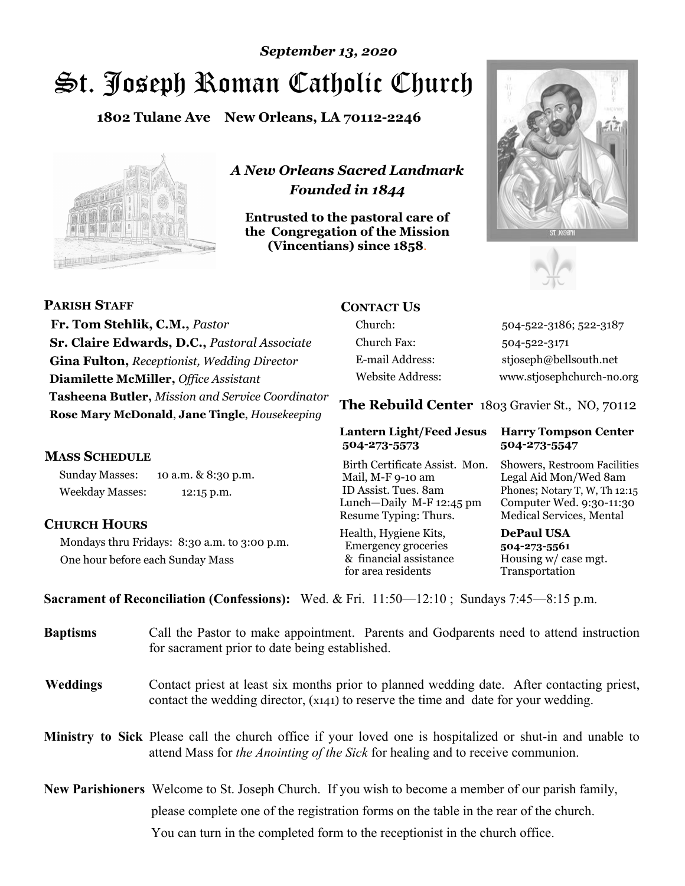*September 13, 2020*

# St. Joseph Roman Catholic Church

**1802 Tulane Ave New Orleans, LA 70112-2246**

*A New Orleans Sacred Landmark*
*Founded in 1844*

**Entrusted to the pastoral care of the Congregation of the Mission (Vincentians) since 1858.**

## PARISH STAFF

**Fr. Tom Stehlik, C.M.,** *Pastor*
**Sr. Claire Edwards, D.C.,** *Pastoral Associate*
**Gina Fulton,** *Receptionist, Wedding Director*
**Diamilette McMiller,** *Office Assistant*
**Tasheena Butler,** *Mission and Service Coordinator*
**Rose Mary McDonald**, **Jane Tingle**, *Housekeeping*

## MASS SCHEDULE

Sunday Masses: 10 a.m. & 8:30 p.m.
Weekday Masses: 12:15 p.m.

## CHURCH HOURS

Mondays thru Fridays: 8:30 a.m. to 3:00 p.m.
One hour before each Sunday Mass

## CONTACT US

| | |
|---|---|
| Church: | 504-522-3186; 522-3187 |
| Church Fax: | 504-522-3171 |
| E-mail Address: | stjoseph@bellsouth.net |
| Website Address: | www.stjosephchurch-no.org |

## The Rebuild Center 1803 Gravier St., NO, 70112

| Lantern Light/Feed Jesus 504-273-5573 | Harry Tompson Center 504-273-5547 |
|---|---|
| Birth Certificate Assist. Mon. Mail, M-F 9-10 am<br>ID Assist. Tues. 8am<br>Lunch—Daily M-F 12:45 pm<br>Resume Typing: Thurs. | Showers, Restroom Facilities<br>Legal Aid Mon/Wed 8am<br>Phones; Notary T, W, Th 12:15<br>Computer Wed. 9:30-11:30<br>Medical Services, Mental |
| Health, Hygiene Kits,<br>Emergency groceries<br>& financial assistance<br>for area residents | **DePaul USA**<br>**504-273-5561**<br>Housing w/ case mgt.<br>Transportation |

**Sacrament of Reconciliation (Confessions):** Wed. & Fri. 11:50—12:10 ; Sundays 7:45—8:15 p.m.

**Baptisms** Call the Pastor to make appointment. Parents and Godparents need to attend instruction for sacrament prior to date being established.

**Weddings** Contact priest at least six months prior to planned wedding date. After contacting priest, contact the wedding director, (x141) to reserve the time and date for your wedding.

**Ministry to Sick** Please call the church office if your loved one is hospitalized or shut-in and unable to attend Mass for *the Anointing of the Sick* for healing and to receive communion.

**New Parishioners** Welcome to St. Joseph Church. If you wish to become a member of our parish family, please complete one of the registration forms on the table in the rear of the church. You can turn in the completed form to the receptionist in the church office.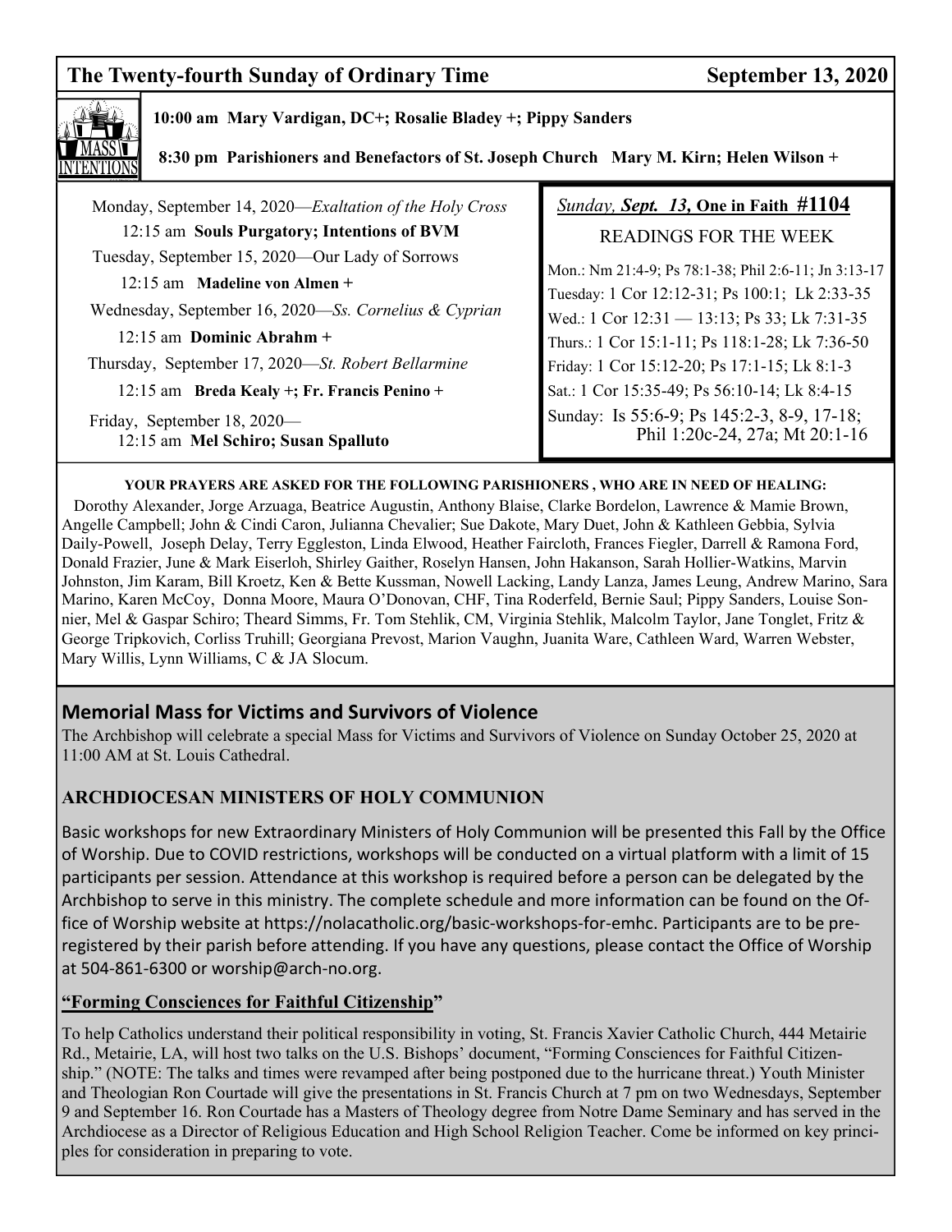## The Twenty-fourth Sunday of Ordinary Time — September 13, 2020

**MASS INTENTIONS**

**10:00 am Mary Vardigan, DC+; Rosalie Bladey +; Pippy Sanders**

**8:30 pm Parishioners and Benefactors of St. Joseph Church Mary M. Kirn; Helen Wilson +**

Monday, September 14, 2020—*Exaltation of the Holy Cross*
12:15 am **Souls Purgatory; Intentions of BVM**

Tuesday, September 15, 2020—Our Lady of Sorrows
12:15 am **Madeline von Almen +**

Wednesday, September 16, 2020—*Ss. Cornelius & Cyprian*
12:15 am **Dominic Abrahm +**

Thursday, September 17, 2020—*St. Robert Bellarmine*
12:15 am **Breda Kealy +; Fr. Francis Penino +**

Friday, September 18, 2020—
12:15 am **Mel Schiro; Susan Spalluto**

*Sunday, **Sept. 13**,* **One in Faith #1104**

READINGS FOR THE WEEK

Mon.: Nm 21:4-9; Ps 78:1-38; Phil 2:6-11; Jn 3:13-17
Tuesday: 1 Cor 12:12-31; Ps 100:1; Lk 2:33-35
Wed.: 1 Cor 12:31 — 13:13; Ps 33; Lk 7:31-35
Thurs.: 1 Cor 15:1-11; Ps 118:1-28; Lk 7:36-50
Friday: 1 Cor 15:12-20; Ps 17:1-15; Lk 8:1-3
Sat.: 1 Cor 15:35-49; Ps 56:10-14; Lk 8:4-15
Sunday: Is 55:6-9; Ps 145:2-3, 8-9, 17-18; Phil 1:20c-24, 27a; Mt 20:1-16

**YOUR PRAYERS ARE ASKED FOR THE FOLLOWING PARISHIONERS , WHO ARE IN NEED OF HEALING:**

Dorothy Alexander, Jorge Arzuaga, Beatrice Augustin, Anthony Blaise, Clarke Bordelon, Lawrence & Mamie Brown, Angelle Campbell; John & Cindi Caron, Julianna Chevalier; Sue Dakote, Mary Duet, John & Kathleen Gebbia, Sylvia Daily-Powell, Joseph Delay, Terry Eggleston, Linda Elwood, Heather Faircloth, Frances Fiegler, Darrell & Ramona Ford, Donald Frazier, June & Mark Eiserloh, Shirley Gaither, Roselyn Hansen, John Hakanson, Sarah Hollier-Watkins, Marvin Johnston, Jim Karam, Bill Kroetz, Ken & Bette Kussman, Nowell Lacking, Landy Lanza, James Leung, Andrew Marino, Sara Marino, Karen McCoy, Donna Moore, Maura O'Donovan, CHF, Tina Roderfeld, Bernie Saul; Pippy Sanders, Louise Sonnier, Mel & Gaspar Schiro; Theard Simms, Fr. Tom Stehlik, CM, Virginia Stehlik, Malcolm Taylor, Jane Tonglet, Fritz & George Tripkovich, Corliss Truhill; Georgiana Prevost, Marion Vaughn, Juanita Ware, Cathleen Ward, Warren Webster, Mary Willis, Lynn Williams, C & JA Slocum.

## Memorial Mass for Victims and Survivors of Violence

The Archbishop will celebrate a special Mass for Victims and Survivors of Violence on Sunday October 25, 2020 at 11:00 AM at St. Louis Cathedral.

### ARCHDIOCESAN MINISTERS OF HOLY COMMUNION

Basic workshops for new Extraordinary Ministers of Holy Communion will be presented this Fall by the Office of Worship. Due to COVID restrictions, workshops will be conducted on a virtual platform with a limit of 15 participants per session. Attendance at this workshop is required before a person can be delegated by the Archbishop to serve in this ministry. The complete schedule and more information can be found on the Office of Worship website at https://nolacatholic.org/basic-workshops-for-emhc. Participants are to be pre-registered by their parish before attending. If you have any questions, please contact the Office of Worship at 504-861-6300 or worship@arch-no.org.

### "Forming Consciences for Faithful Citizenship"

To help Catholics understand their political responsibility in voting, St. Francis Xavier Catholic Church, 444 Metairie Rd., Metairie, LA, will host two talks on the U.S. Bishops' document, "Forming Consciences for Faithful Citizenship." (NOTE: The talks and times were revamped after being postponed due to the hurricane threat.) Youth Minister and Theologian Ron Courtade will give the presentations in St. Francis Church at 7 pm on two Wednesdays, September 9 and September 16. Ron Courtade has a Masters of Theology degree from Notre Dame Seminary and has served in the Archdiocese as a Director of Religious Education and High School Religion Teacher. Come be informed on key principles for consideration in preparing to vote.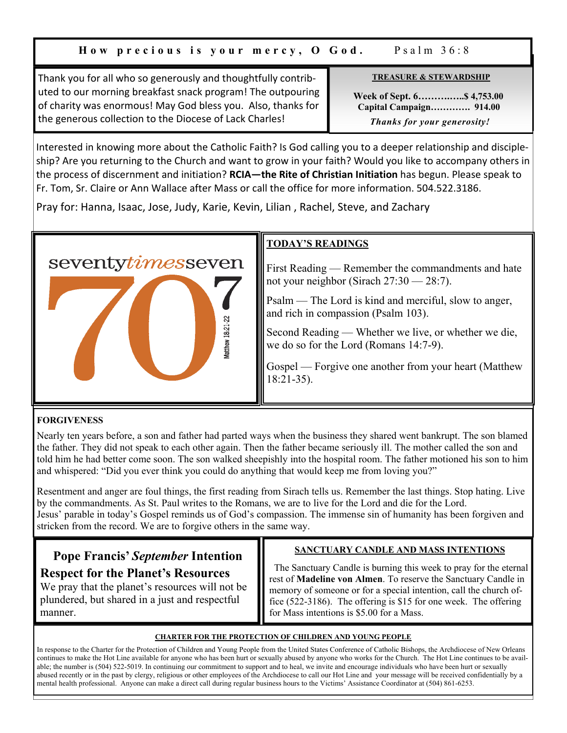**How precious is your mercy, O God.** Psalm 36:8

Thank you for all who so generously and thoughtfully contributed to our morning breakfast snack program! The outpouring of charity was enormous! May God bless you. Also, thanks for the generous collection to the Diocese of Lack Charles!

**TREASURE & STEWARDSHIP**

**Week of Sept. 6…………..$ 4,753.00**
**Capital Campaign…………. 914.00**
***Thanks for your generosity!***

Interested in knowing more about the Catholic Faith? Is God calling you to a deeper relationship and discipleship? Are you returning to the Church and want to grow in your faith? Would you like to accompany others in the process of discernment and initiation? **RCIA—the Rite of Christian Initiation** has begun. Please speak to Fr. Tom, Sr. Claire or Ann Wallace after Mass or call the office for more information. 504.522.3186.

Pray for: Hanna, Isaac, Jose, Judy, Karie, Kevin, Lilian , Rachel, Steve, and Zachary

seventy*times*seven
70 7
Matthew 18:21-22

**TODAY'S READINGS**

First Reading — Remember the commandments and hate not your neighbor (Sirach 27:30 — 28:7).

Psalm — The Lord is kind and merciful, slow to anger, and rich in compassion (Psalm 103).

Second Reading — Whether we live, or whether we die, we do so for the Lord (Romans 14:7-9).

Gospel — Forgive one another from your heart (Matthew 18:21-35).

**FORGIVENESS**

Nearly ten years before, a son and father had parted ways when the business they shared went bankrupt. The son blamed the father. They did not speak to each other again. Then the father became seriously ill. The mother called the son and told him he had better come soon. The son walked sheepishly into the hospital room. The father motioned his son to him and whispered: "Did you ever think you could do anything that would keep me from loving you?"

Resentment and anger are foul things, the first reading from Sirach tells us. Remember the last things. Stop hating. Live by the commandments. As St. Paul writes to the Romans, we are to live for the Lord and die for the Lord. Jesus' parable in today's Gospel reminds us of God's compassion. The immense sin of humanity has been forgiven and stricken from the record. We are to forgive others in the same way.

**Pope Francis' *September* Intention**

**Respect for the Planet's Resources**

We pray that the planet's resources will not be plundered, but shared in a just and respectful manner.

**SANCTUARY CANDLE AND MASS INTENTIONS**

The Sanctuary Candle is burning this week to pray for the eternal rest of **Madeline von Almen**. To reserve the Sanctuary Candle in memory of someone or for a special intention, call the church office (522-3186). The offering is $15 for one week. The offering for Mass intentions is $5.00 for a Mass.

**CHARTER FOR THE PROTECTION OF CHILDREN AND YOUNG PEOPLE**

In response to the Charter for the Protection of Children and Young People from the United States Conference of Catholic Bishops, the Archdiocese of New Orleans continues to make the Hot Line available for anyone who has been hurt or sexually abused by anyone who works for the Church. The Hot Line continues to be available; the number is (504) 522-5019. In continuing our commitment to support and to heal, we invite and encourage individuals who have been hurt or sexually abused recently or in the past by clergy, religious or other employees of the Archdiocese to call our Hot Line and your message will be received confidentially by a mental health professional. Anyone can make a direct call during regular business hours to the Victims' Assistance Coordinator at (504) 861-6253.